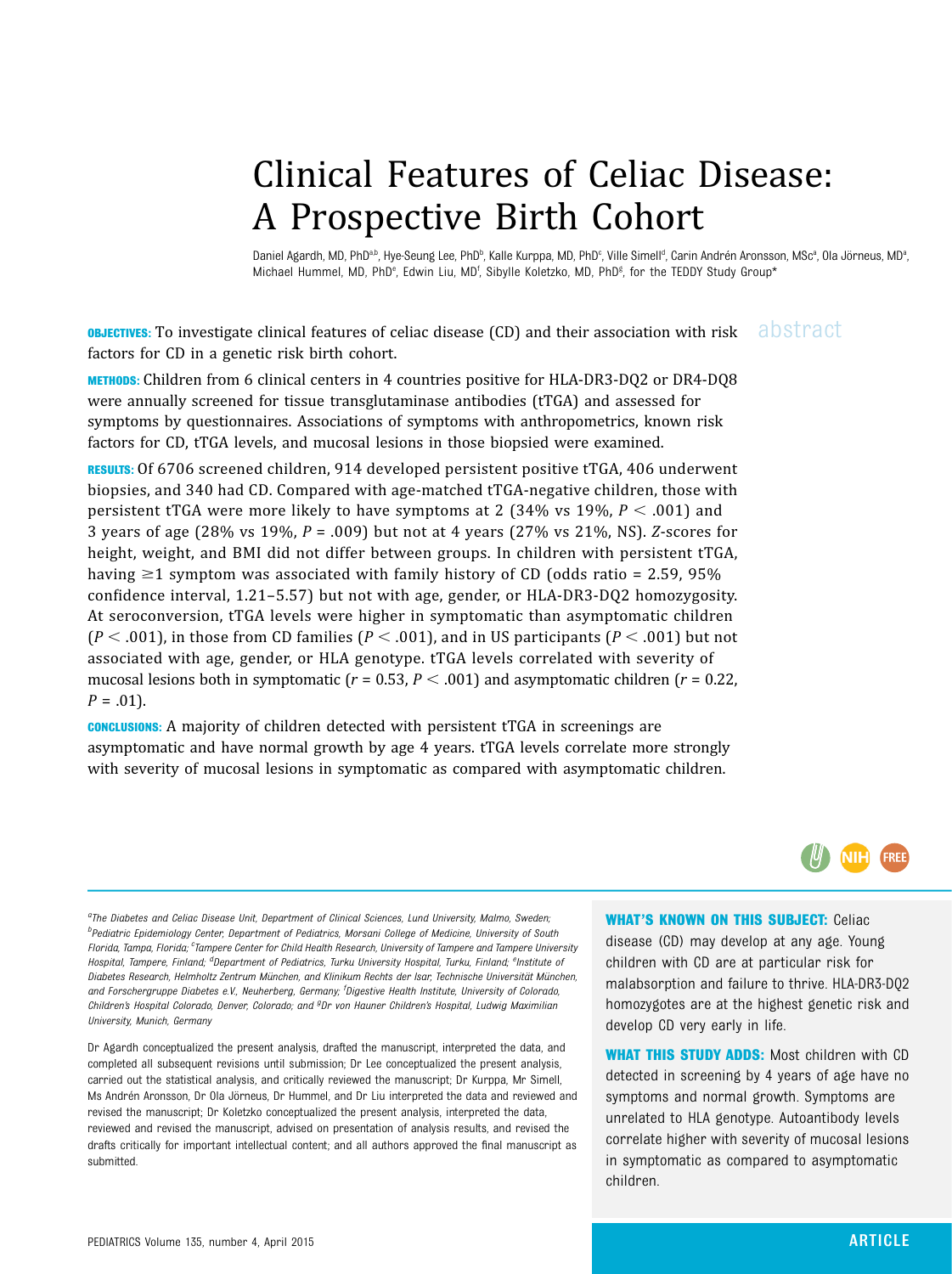# Clinical Features of Celiac Disease: A Prospective Birth Cohort

Daniel Agardh, MD, PhD[a,b], Hye-Seung Lee, PhD[b], Kalle Kurppa, MD, PhD[c], Ville Simell[d], Carin Andrén Aronsson, MSc[a], Ola Jörneus, MD[a], Michael Hummel, MD, PhD[e], Edwin Liu, MD[f], Sibylle Koletzko, MD, PhD[g], for the TEDDY Study Group*

## abstract

**OBJECTIVES:** To investigate clinical features of celiac disease (CD) and their association with risk factors for CD in a genetic risk birth cohort.

**METHODS:** Children from 6 clinical centers in 4 countries positive for HLA-DR3-DQ2 or DR4-DQ8 were annually screened for tissue transglutaminase antibodies (tTGA) and assessed for symptoms by questionnaires. Associations of symptoms with anthropometrics, known risk factors for CD, tTGA levels, and mucosal lesions in those biopsied were examined.

**RESULTS:** Of 6706 screened children, 914 developed persistent positive tTGA, 406 underwent biopsies, and 340 had CD. Compared with age-matched tTGA-negative children, those with persistent tTGA were more likely to have symptoms at 2 (34% vs 19%, $P < .001$) and 3 years of age (28% vs 19%, $P = .009$) but not at 4 years (27% vs 21%, NS). *Z*-scores for height, weight, and BMI did not differ between groups. In children with persistent tTGA, having ≥1 symptom was associated with family history of CD (odds ratio = 2.59, 95% confidence interval, 1.21–5.57) but not with age, gender, or HLA-DR3-DQ2 homozygosity. At seroconversion, tTGA levels were higher in symptomatic than asymptomatic children ($P < .001$), in those from CD families ($P < .001$), and in US participants ($P < .001$) but not associated with age, gender, or HLA genotype. tTGA levels correlated with severity of mucosal lesions both in symptomatic ($r = 0.53$, $P < .001$) and asymptomatic children ($r = 0.22$, $P = .01$).

**CONCLUSIONS:** A majority of children detected with persistent tTGA in screenings are asymptomatic and have normal growth by age 4 years. tTGA levels correlate more strongly with severity of mucosal lesions in symptomatic as compared with asymptomatic children.

*[a]The Diabetes and Celiac Disease Unit, Department of Clinical Sciences, Lund University, Malmo, Sweden; [b]Pediatric Epidemiology Center, Department of Pediatrics, Morsani College of Medicine, University of South Florida, Tampa, Florida; [c]Tampere Center for Child Health Research, University of Tampere and Tampere University Hospital, Tampere, Finland; [d]Department of Pediatrics, Turku University Hospital, Turku, Finland; [e]Institute of Diabetes Research, Helmholtz Zentrum München, and Klinikum Rechts der Isar, Technische Universität München, and Forschergruppe Diabetes e.V., Neuherberg, Germany; [f]Digestive Health Institute, University of Colorado, Children's Hospital Colorado, Denver, Colorado; and [g]Dr von Hauner Children's Hospital, Ludwig Maximilian University, Munich, Germany*

Dr Agardh conceptualized the present analysis, drafted the manuscript, interpreted the data, and completed all subsequent revisions until submission; Dr Lee conceptualized the present analysis, carried out the statistical analysis, and critically reviewed the manuscript; Dr Kurppa, Mr Simell, Ms Andrén Aronsson, Dr Ola Jörneus, Dr Hummel, and Dr Liu interpreted the data and reviewed and revised the manuscript; Dr Koletzko conceptualized the present analysis, interpreted the data, reviewed and revised the manuscript, advised on presentation of analysis results, and revised the drafts critically for important intellectual content; and all authors approved the final manuscript as submitted.

**WHAT'S KNOWN ON THIS SUBJECT:** Celiac disease (CD) may develop at any age. Young children with CD are at particular risk for malabsorption and failure to thrive. HLA-DR3-DQ2 homozygotes are at the highest genetic risk and develop CD very early in life.

**WHAT THIS STUDY ADDS:** Most children with CD detected in screening by 4 years of age have no symptoms and normal growth. Symptoms are unrelated to HLA genotype. Autoantibody levels correlate higher with severity of mucosal lesions in symptomatic as compared to asymptomatic children.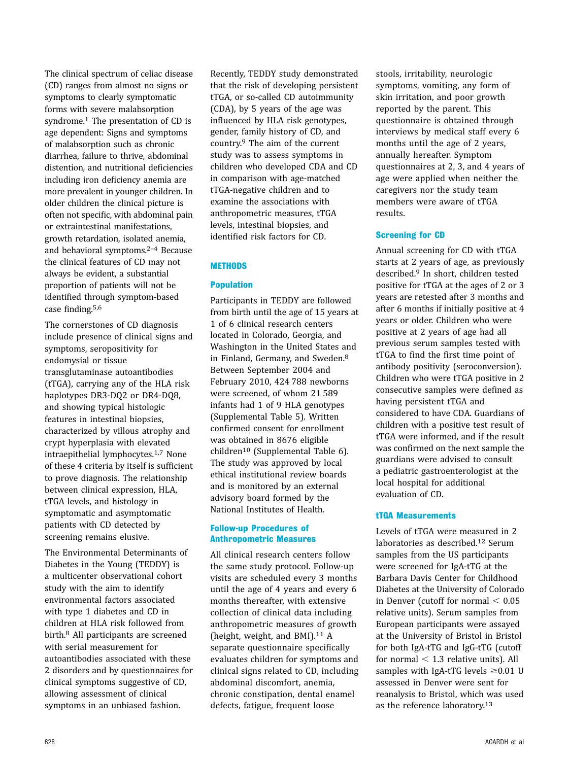The clinical spectrum of celiac disease (CD) ranges from almost no signs or symptoms to clearly symptomatic forms with severe malabsorption syndrome.[1] The presentation of CD is age dependent: Signs and symptoms of malabsorption such as chronic diarrhea, failure to thrive, abdominal distention, and nutritional deficiencies including iron deficiency anemia are more prevalent in younger children. In older children the clinical picture is often not specific, with abdominal pain or extraintestinal manifestations, growth retardation, isolated anemia, and behavioral symptoms.[2–4] Because the clinical features of CD may not always be evident, a substantial proportion of patients will not be identified through symptom-based case finding.[5,6]

The cornerstones of CD diagnosis include presence of clinical signs and symptoms, seropositivity for endomysial or tissue transglutaminase autoantibodies (tTGA), carrying any of the HLA risk haplotypes DR3-DQ2 or DR4-DQ8, and showing typical histologic features in intestinal biopsies, characterized by villous atrophy and crypt hyperplasia with elevated intraepithelial lymphocytes.[1,7] None of these 4 criteria by itself is sufficient to prove diagnosis. The relationship between clinical expression, HLA, tTGA levels, and histology in symptomatic and asymptomatic patients with CD detected by screening remains elusive.

The Environmental Determinants of Diabetes in the Young (TEDDY) is a multicenter observational cohort study with the aim to identify environmental factors associated with type 1 diabetes and CD in children at HLA risk followed from birth.[8] All participants are screened with serial measurement for autoantibodies associated with these 2 disorders and by questionnaires for clinical symptoms suggestive of CD, allowing assessment of clinical symptoms in an unbiased fashion. Recently, TEDDY study demonstrated that the risk of developing persistent tTGA, or so-called CD autoimmunity (CDA), by 5 years of the age was influenced by HLA risk genotypes, gender, family history of CD, and country.[9] The aim of the current study was to assess symptoms in children who developed CDA and CD in comparison with age-matched tTGA-negative children and to examine the associations with anthropometric measures, tTGA levels, intestinal biopsies, and identified risk factors for CD.

## METHODS

### Population

Participants in TEDDY are followed from birth until the age of 15 years at 1 of 6 clinical research centers located in Colorado, Georgia, and Washington in the United States and in Finland, Germany, and Sweden.[8] Between September 2004 and February 2010, 424 788 newborns were screened, of whom 21 589 infants had 1 of 9 HLA genotypes (Supplemental Table 5). Written confirmed consent for enrollment was obtained in 8676 eligible children[10] (Supplemental Table 6). The study was approved by local ethical institutional review boards and is monitored by an external advisory board formed by the National Institutes of Health.

### Follow-up Procedures of Anthropometric Measures

All clinical research centers follow the same study protocol. Follow-up visits are scheduled every 3 months until the age of 4 years and every 6 months thereafter, with extensive collection of clinical data including anthropometric measures of growth (height, weight, and BMI).[11] A separate questionnaire specifically evaluates children for symptoms and clinical signs related to CD, including abdominal discomfort, anemia, chronic constipation, dental enamel defects, fatigue, frequent loose stools, irritability, neurologic symptoms, vomiting, any form of skin irritation, and poor growth reported by the parent. This questionnaire is obtained through interviews by medical staff every 6 months until the age of 2 years, annually hereafter. Symptom questionnaires at 2, 3, and 4 years of age were applied when neither the caregivers nor the study team members were aware of tTGA results.

### Screening for CD

Annual screening for CD with tTGA starts at 2 years of age, as previously described.[9] In short, children tested positive for tTGA at the ages of 2 or 3 years are retested after 3 months and after 6 months if initially positive at 4 years or older. Children who were positive at 2 years of age had all previous serum samples tested with tTGA to find the first time point of antibody positivity (seroconversion). Children who were tTGA positive in 2 consecutive samples were defined as having persistent tTGA and considered to have CDA. Guardians of children with a positive test result of tTGA were informed, and if the result was confirmed on the next sample the guardians were advised to consult a pediatric gastroenterologist at the local hospital for additional evaluation of CD.

### tTGA Measurements

Levels of tTGA were measured in 2 laboratories as described.[12] Serum samples from the US participants were screened for IgA-tTG at the Barbara Davis Center for Childhood Diabetes at the University of Colorado in Denver (cutoff for normal $< 0.05$ relative units). Serum samples from European participants were assayed at the University of Bristol in Bristol for both IgA-tTG and IgG-tTG (cutoff for normal $< 1.3$ relative units). All samples with IgA-tTG levels $\geq 0.01$ U assessed in Denver were sent for reanalysis to Bristol, which was used as the reference laboratory.[13]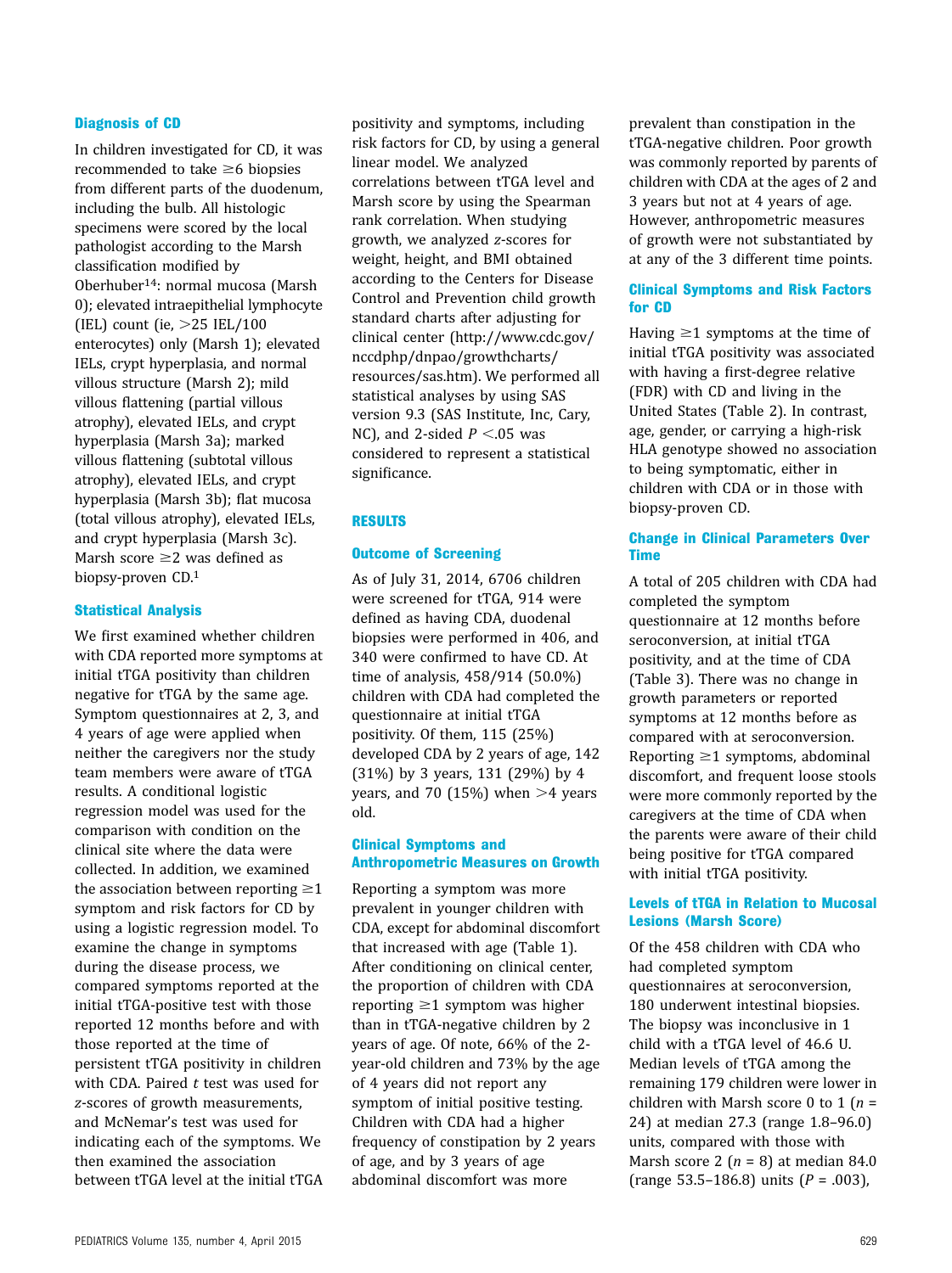### Diagnosis of CD

In children investigated for CD, it was recommended to take ≥6 biopsies from different parts of the duodenum, including the bulb. All histologic specimens were scored by the local pathologist according to the Marsh classification modified by Oberhuber[14]: normal mucosa (Marsh 0); elevated intraepithelial lymphocyte (IEL) count (ie, >25 IEL/100 enterocytes) only (Marsh 1); elevated IELs, crypt hyperplasia, and normal villous structure (Marsh 2); mild villous flattening (partial villous atrophy), elevated IELs, and crypt hyperplasia (Marsh 3a); marked villous flattening (subtotal villous atrophy), elevated IELs, and crypt hyperplasia (Marsh 3b); flat mucosa (total villous atrophy), elevated IELs, and crypt hyperplasia (Marsh 3c). Marsh score ≥2 was defined as biopsy-proven CD.[1]

### Statistical Analysis

We first examined whether children with CDA reported more symptoms at initial tTGA positivity than children negative for tTGA by the same age. Symptom questionnaires at 2, 3, and 4 years of age were applied when neither the caregivers nor the study team members were aware of tTGA results. A conditional logistic regression model was used for the comparison with condition on the clinical site where the data were collected. In addition, we examined the association between reporting ≥1 symptom and risk factors for CD by using a logistic regression model. To examine the change in symptoms during the disease process, we compared symptoms reported at the initial tTGA-positive test with those reported 12 months before and with those reported at the time of persistent tTGA positivity in children with CDA. Paired *t* test was used for *z*-scores of growth measurements, and McNemar's test was used for indicating each of the symptoms. We then examined the association between tTGA level at the initial tTGA positivity and symptoms, including risk factors for CD, by using a general linear model. We analyzed correlations between tTGA level and Marsh score by using the Spearman rank correlation. When studying growth, we analyzed *z*-scores for weight, height, and BMI obtained according to the Centers for Disease Control and Prevention child growth standard charts after adjusting for clinical center (http://www.cdc.gov/nccdphp/dnpao/growthcharts/resources/sas.htm). We performed all statistical analyses by using SAS version 9.3 (SAS Institute, Inc, Cary, NC), and 2-sided $P < .05$ was considered to represent a statistical significance.

## RESULTS

### Outcome of Screening

As of July 31, 2014, 6706 children were screened for tTGA, 914 were defined as having CDA, duodenal biopsies were performed in 406, and 340 were confirmed to have CD. At time of analysis, 458/914 (50.0%) children with CDA had completed the questionnaire at initial tTGA positivity. Of them, 115 (25%) developed CDA by 2 years of age, 142 (31%) by 3 years, 131 (29%) by 4 years, and 70 (15%) when >4 years old.

### Clinical Symptoms and Anthropometric Measures on Growth

Reporting a symptom was more prevalent in younger children with CDA, except for abdominal discomfort that increased with age (Table 1). After conditioning on clinical center, the proportion of children with CDA reporting ≥1 symptom was higher than in tTGA-negative children by 2 years of age. Of note, 66% of the 2-year-old children and 73% by the age of 4 years did not report any symptom of initial positive testing. Children with CDA had a higher frequency of constipation by 2 years of age, and by 3 years of age abdominal discomfort was more prevalent than constipation in the tTGA-negative children. Poor growth was commonly reported by parents of children with CDA at the ages of 2 and 3 years but not at 4 years of age. However, anthropometric measures of growth were not substantiated by at any of the 3 different time points.

### Clinical Symptoms and Risk Factors for CD

Having ≥1 symptoms at the time of initial tTGA positivity was associated with having a first-degree relative (FDR) with CD and living in the United States (Table 2). In contrast, age, gender, or carrying a high-risk HLA genotype showed no association to being symptomatic, either in children with CDA or in those with biopsy-proven CD.

### Change in Clinical Parameters Over Time

A total of 205 children with CDA had completed the symptom questionnaire at 12 months before seroconversion, at initial tTGA positivity, and at the time of CDA (Table 3). There was no change in growth parameters or reported symptoms at 12 months before as compared with at seroconversion. Reporting ≥1 symptoms, abdominal discomfort, and frequent loose stools were more commonly reported by the caregivers at the time of CDA when the parents were aware of their child being positive for tTGA compared with initial tTGA positivity.

### Levels of tTGA in Relation to Mucosal Lesions (Marsh Score)

Of the 458 children with CDA who had completed symptom questionnaires at seroconversion, 180 underwent intestinal biopsies. The biopsy was inconclusive in 1 child with a tTGA level of 46.6 U. Median levels of tTGA among the remaining 179 children were lower in children with Marsh score 0 to 1 ($n$ = 24) at median 27.3 (range 1.8–96.0) units, compared with those with Marsh score 2 ($n$ = 8) at median 84.0 (range 53.5–186.8) units ($P$ = .003),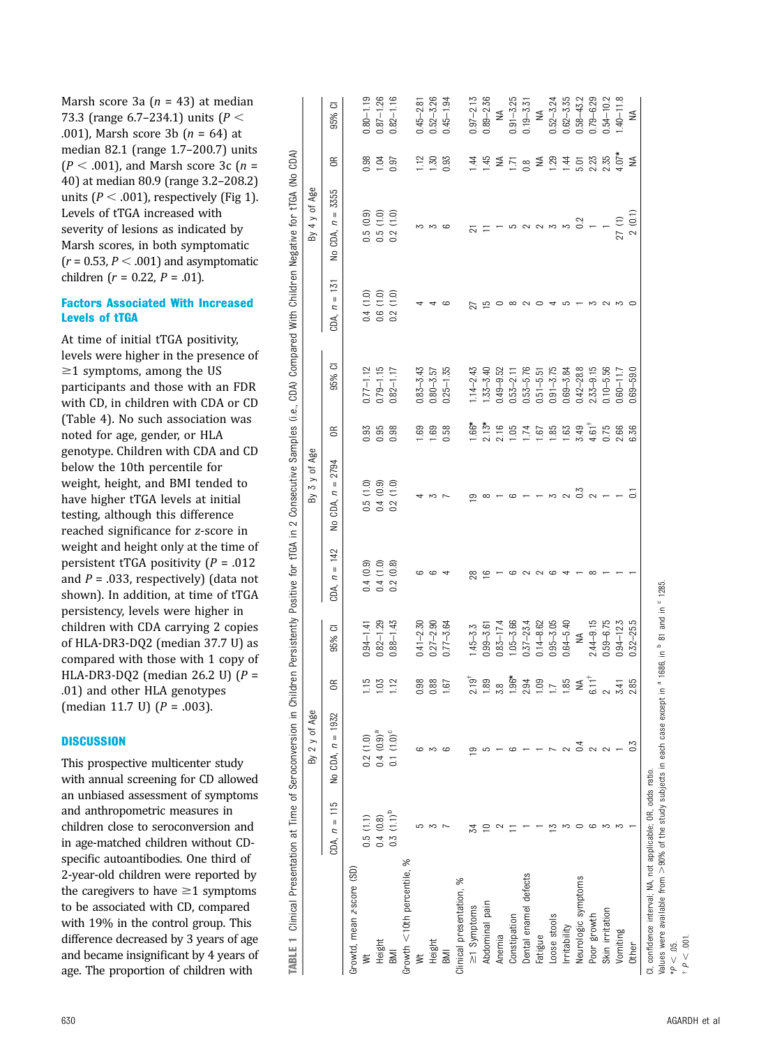Marsh score 3a ($n$ = 43) at median 73.3 (range 6.7–234.1) units ($P$ < .001), Marsh score 3b ($n$ = 64) at median 82.1 (range 1.7–200.7) units ($P$ < .001), and Marsh score 3c ($n$ = 40) at median 80.9 (range 3.2–208.2) units ($P$ < .001), respectively (Fig 1). Levels of tTGA increased with severity of lesions as indicated by Marsh scores, in both symptomatic ($r$ = 0.53, $P$ < .001) and asymptomatic children ($r$ = 0.22, $P$ = .01).

### Factors Associated With Increased Levels of tTGA

At time of initial tTGA positivity, levels were higher in the presence of ≥1 symptoms, among the US participants and those with an FDR with CD, in children with CDA or CD (Table 4). No such association was noted for age, gender, or HLA genotype. Children with CDA and CD below the 10th percentile for weight, height, and BMI tended to have higher tTGA levels at initial testing, although this difference reached significance for $z$-score in weight and height only at the time of persistent tTGA positivity ($P$ = .012 and $P$ = .033, respectively) (data not shown). In addition, at time of tTGA persistency, levels were higher in children with CDA carrying 2 copies of HLA-DR3-DQ2 (median 37.7 U) as compared with those with 1 copy of HLA-DR3-DQ2 (median 26.2 U) ($P$ = .01) and other HLA genotypes (median 11.7 U) ($P$ = .003).

## DISCUSSION

This prospective multicenter study with annual screening for CD allowed an unbiased assessment of symptoms and anthropometric measures in children close to seroconversion and in age-matched children without CD-specific autoantibodies. One third of 2-year-old children were reported by the caregivers to have ≥1 symptoms to be associated with CD, compared with 19% in the control group. This difference decreased by 3 years of age and became insignificant by 4 years of age. The proportion of children with

**TABLE 1** Clinical Presentation at Time of Seroconversion in Children Persistently Positive for tTGA in 2 Consecutive Samples (i.e., CDA) Compared With Children Negative for tTGA (No CDA)

| | By 2 y of Age | | | | By 3 y of Age | | | | By 4 y of Age | | | |
|---|---|---|---|---|---|---|---|---|---|---|---|---|
| | CDA, $n$ = 115 | No CDA, $n$ = 1932 | OR | 95% CI | CDA, $n$ = 142 | No CDA, $n$ = 2794 | OR | 95% CI | CDA, $n$ = 131 | No CDA, $n$ = 3555 | OR | 95% CI |
| Growth, mean $z$-score (SD) | | | | | | | | | | | | |
| Wt | 0.5 (1.1) | 0.2 (1.0) | 1.15 | 0.94–1.41 | 0.4 (0.9) | 0.5 (1.0) | 0.93 | 0.77–1.12 | 0.4 (1.0) | 0.5 (0.9) | 0.98 | 0.80–1.19 |
| Height | 0.4 (0.8) | 0.4 (0.9)[a] | 1.03 | 0.82–1.29 | 0.4 (1.0) | 0.4 (0.9) | 0.95 | 0.79–1.15 | 0.6 (1.0) | 0.5 (1.0) | 1.04 | 0.87–1.26 |
| BMI | 0.3 (1.1)[b] | 0.1 (1.0)[c] | 1.12 | 0.88–1.43 | 0.2 (0.8) | 0.2 (1.0) | 0.98 | 0.82–1.17 | 0.2 (1.0) | 0.2 (1.0) | 0.97 | 0.82–1.16 |
| Growth <10th percentile, % | | | | | | | | | | | | |
| Wt | 5 | 6 | 0.98 | 0.41–2.30 | 6 | 4 | 1.69 | 0.83–3.43 | 4 | 3 | 1.12 | 0.45–2.81 |
| Height | 3 | 3 | 0.88 | 0.27–2.90 | 6 | 3 | 1.69 | 0.80–3.57 | 4 | 3 | 1.30 | 0.52–3.26 |
| BMI | 7 | 6 | 1.67 | 0.77–3.64 | 4 | 7 | 0.58 | 0.25–1.35 | 6 | 6 | 0.93 | 0.45–1.94 |
| Clinical presentation, % | | | | | | | | | | | | |
| ≥1 Symptoms | 34 | 19 | 2.19[†] | 1.45–3.3 | 28 | 19 | 1.66* | 1.14–2.43 | 27 | 21 | 1.44 | 0.97–2.13 |
| Abdominal pain | 10 | 5 | 1.89 | 0.99–3.61 | 16 | 8 | 2.13* | 1.33–3.40 | 15 | 11 | 1.45 | 0.89–2.36 |
| Anemia | 2 | 1 | 3.8 | 0.83–17.4 | 1 | 1 | 2.16 | 0.49–9.52 | 0 | 1 | NA | NA |
| Constipation | 11 | 6 | 1.96* | 1.05–3.66 | 6 | 6 | 1.05 | 0.53–2.11 | 8 | 5 | 1.71 | 0.91–3.25 |
| Dental enamel defects | 1 | 1 | 2.94 | 0.37–23.4 | 2 | 1 | 1.74 | 0.53–5.76 | 2 | 2 | 0.8 | 0.19–3.31 |
| Fatigue | 1 | 1 | 1.09 | 0.14–8.62 | 2 | 1 | 1.67 | 0.51–5.51 | 0 | 2 | NA | NA |
| Loose stools | 13 | 7 | 1.7 | 0.95–3.05 | 6 | 3 | 1.85 | 0.91–3.75 | 4 | 3 | 1.29 | 0.52–3.24 |
| Irritability | 3 | 2 | 1.85 | 0.64–5.40 | 4 | 2 | 1.63 | 0.69–3.84 | 5 | 3 | 1.44 | 0.62–3.35 |
| Neurologic symptoms | 0 | 0.4 | NA | NA | 1 | 0.3 | 3.49 | 0.42–28.8 | 1 | 0.2 | 5.01 | 0.58–43.2 |
| Poor growth | 6 | 2 | 6.11[†] | 2.44–9.15 | 8 | 2 | 4.61[†] | 2.33–9.15 | 3 | 1 | 2.23 | 0.79–6.29 |
| Skin irritation | 3 | 2 | 2 | 0.59–6.75 | 1 | 1 | 0.75 | 0.10–5.56 | 2 | 1 | 2.35 | 0.54–10.2 |
| Vomiting | 3 | 1 | 3.41 | 0.94–12.3 | 1 | 1 | 2.66 | 0.60–11.7 | 3 | 27 (1) | 4.07* | 1.40–11.8 |
| Other | 1 | 0.3 | 2.85 | 0.32–25.5 | 1 | 0.1 | 6.36 | 0.69–59.0 | 0 | 2 (0.1) | NA | NA |

CI, confidence interval; NA, not applicable; OR, odds ratio.
Values were available from >90% of the study subjects in each case except in [a] 1686, in [b] 81 and in [c] 1285.
* $P$ < .05.
† $P$ < .001.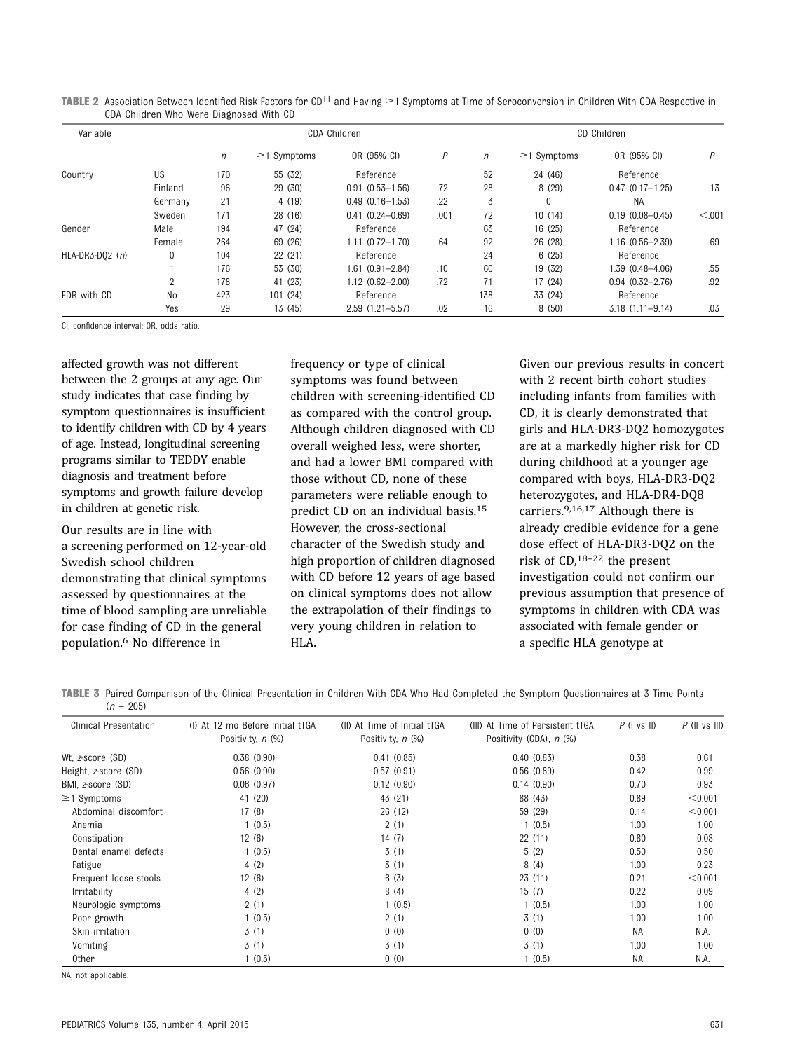**TABLE 2** Association Between Identified Risk Factors for CD[11] and Having ≥1 Symptoms at Time of Seroconversion in Children With CDA Respective in CDA Children Who Were Diagnosed With CD

| Variable | | CDA Children | | | | CD Children | | | |
|---|---|---|---|---|---|---|---|---|---|
| | | *n* | ≥1 Symptoms | OR (95% CI) | *P* | *n* | ≥1 Symptoms | OR (95% CI) | *P* |
| Country | US | 170 | 55 (32) | Reference | | 52 | 24 (46) | Reference | |
| | Finland | 96 | 29 (30) | 0.91 (0.53–1.56) | .72 | 28 | 8 (29) | 0.47 (0.17–1.25) | .13 |
| | Germany | 21 | 4 (19) | 0.49 (0.16–1.53) | .22 | 3 | 0 | NA | |
| | Sweden | 171 | 28 (16) | 0.41 (0.24–0.69) | .001 | 72 | 10 (14) | 0.19 (0.08–0.45) | <.001 |
| Gender | Male | 194 | 47 (24) | Reference | | 63 | 16 (25) | Reference | |
| | Female | 264 | 69 (26) | 1.11 (0.72–1.70) | .64 | 92 | 26 (28) | 1.16 (0.56–2.39) | .69 |
| HLA-DR3-DQ2 (*n*) | 0 | 104 | 22 (21) | Reference | | 24 | 6 (25) | Reference | |
| | 1 | 176 | 53 (30) | 1.61 (0.91–2.84) | .10 | 60 | 19 (32) | 1.39 (0.48–4.06) | .55 |
| | 2 | 178 | 41 (23) | 1.12 (0.62–2.00) | .72 | 71 | 17 (24) | 0.94 (0.32–2.76) | .92 |
| FDR with CD | No | 423 | 101 (24) | Reference | | 138 | 33 (24) | Reference | |
| | Yes | 29 | 13 (45) | 2.59 (1.21–5.57) | .02 | 16 | 8 (50) | 3.18 (1.11–9.14) | .03 |

CI, confidence interval; OR, odds ratio.

affected growth was not different between the 2 groups at any age. Our study indicates that case finding by symptom questionnaires is insufficient to identify children with CD by 4 years of age. Instead, longitudinal screening programs similar to TEDDY enable diagnosis and treatment before symptoms and growth failure develop in children at genetic risk.

Our results are in line with a screening performed on 12-year-old Swedish school children demonstrating that clinical symptoms assessed by questionnaires at the time of blood sampling are unreliable for case finding of CD in the general population.[6] No difference in frequency or type of clinical symptoms was found between children with screening-identified CD as compared with the control group. Although children diagnosed with CD overall weighed less, were shorter, and had a lower BMI compared with those without CD, none of these parameters were reliable enough to predict CD on an individual basis.[15] However, the cross-sectional character of the Swedish study and high proportion of children diagnosed with CD before 12 years of age based on clinical symptoms does not allow the extrapolation of their findings to very young children in relation to HLA.

Given our previous results in concert with 2 recent birth cohort studies including infants from families with CD, it is clearly demonstrated that girls and HLA-DR3-DQ2 homozygotes are at a markedly higher risk for CD during childhood at a younger age compared with boys, HLA-DR3-DQ2 heterozygotes, and HLA-DR4-DQ8 carriers.[9,16,17] Although there is already credible evidence for a gene dose effect of HLA-DR3-DQ2 on the risk of CD,[18–22] the present investigation could not confirm our previous assumption that presence of symptoms in children with CDA was associated with female gender or a specific HLA genotype at

**TABLE 3** Paired Comparison of the Clinical Presentation in Children With CDA Who Had Completed the Symptom Questionnaires at 3 Time Points ($n$ = 205)

| Clinical Presentation | (I) At 12 mo Before Initial tTGA Positivity, *n* (%) | (II) At Time of Initial tTGA Positivity, *n* (%) | (III) At Time of Persistent tTGA Positivity (CDA), *n* (%) | *P* (I vs II) | *P* (II vs III) |
|---|---|---|---|---|---|
| Wt, *z*-score (SD) | 0.38 (0.90) | 0.41 (0.85) | 0.40 (0.83) | 0.38 | 0.61 |
| Height, *z*-score (SD) | 0.56 (0.90) | 0.57 (0.91) | 0.56 (0.89) | 0.42 | 0.99 |
| BMI, *z*-score (SD) | 0.06 (0.97) | 0.12 (0.90) | 0.14 (0.90) | 0.70 | 0.93 |
| ≥1 Symptoms | 41 (20) | 43 (21) | 88 (43) | 0.89 | <0.001 |
| Abdominal discomfort | 17 (8) | 26 (12) | 59 (29) | 0.14 | <0.001 |
| Anemia | 1 (0.5) | 2 (1) | 1 (0.5) | 1.00 | 1.00 |
| Constipation | 12 (6) | 14 (7) | 22 (11) | 0.80 | 0.08 |
| Dental enamel defects | 1 (0.5) | 3 (1) | 5 (2) | 0.50 | 0.50 |
| Fatigue | 4 (2) | 3 (1) | 8 (4) | 1.00 | 0.23 |
| Frequent loose stools | 12 (6) | 6 (3) | 23 (11) | 0.21 | <0.001 |
| Irritability | 4 (2) | 8 (4) | 15 (7) | 0.22 | 0.09 |
| Neurologic symptoms | 2 (1) | 1 (0.5) | 1 (0.5) | 1.00 | 1.00 |
| Poor growth | 1 (0.5) | 2 (1) | 3 (1) | 1.00 | 1.00 |
| Skin irritation | 3 (1) | 0 (0) | 0 (0) | NA | N.A. |
| Vomiting | 3 (1) | 3 (1) | 3 (1) | 1.00 | 1.00 |
| Other | 1 (0.5) | 0 (0) | 1 (0.5) | NA | N.A. |

NA, not applicable.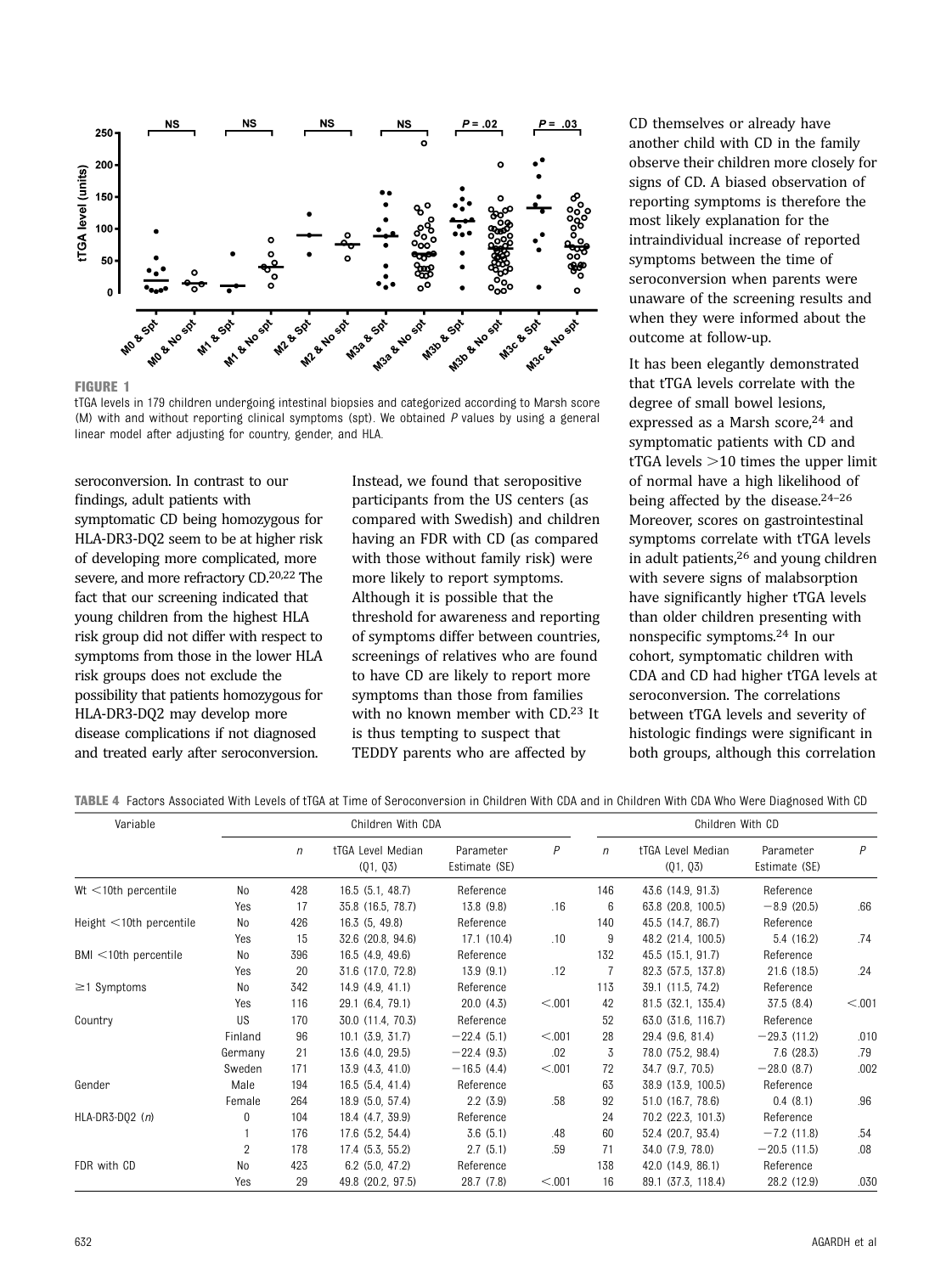FIGURE 1

tTGA levels in 179 children undergoing intestinal biopsies and categorized according to Marsh score (M) with and without reporting clinical symptoms (spt). We obtained *P* values by using a general linear model after adjusting for country, gender, and HLA.

seroconversion. In contrast to our findings, adult patients with symptomatic CD being homozygous for HLA-DR3-DQ2 seem to be at higher risk of developing more complicated, more severe, and more refractory CD.[20,22] The fact that our screening indicated that young children from the highest HLA risk group did not differ with respect to symptoms from those in the lower HLA risk groups does not exclude the possibility that patients homozygous for HLA-DR3-DQ2 may develop more disease complications if not diagnosed and treated early after seroconversion.

Instead, we found that seropositive participants from the US centers (as compared with Swedish) and children having an FDR with CD (as compared with those without family risk) were more likely to report symptoms. Although it is possible that the threshold for awareness and reporting of symptoms differ between countries, screenings of relatives who are found to have CD are likely to report more symptoms than those from families with no known member with CD.[23] It is thus tempting to suspect that TEDDY parents who are affected by CD themselves or already have another child with CD in the family observe their children more closely for signs of CD. A biased observation of reporting symptoms is therefore the most likely explanation for the intraindividual increase of reported symptoms between the time of seroconversion when parents were unaware of the screening results and when they were informed about the outcome at follow-up.

It has been elegantly demonstrated that tTGA levels correlate with the degree of small bowel lesions, expressed as a Marsh score,[24] and symptomatic patients with CD and tTGA levels >10 times the upper limit of normal have a high likelihood of being affected by the disease.[24–26] Moreover, scores on gastrointestinal symptoms correlate with tTGA levels in adult patients,[26] and young children with severe signs of malabsorption have significantly higher tTGA levels than older children presenting with nonspecific symptoms.[24] In our cohort, symptomatic children with CDA and CD had higher tTGA levels at seroconversion. The correlations between tTGA levels and severity of histologic findings were significant in both groups, although this correlation

**TABLE 4** Factors Associated With Levels of tTGA at Time of Seroconversion in Children With CDA and in Children With CDA Who Were Diagnosed With CD

| Variable | | Children With CDA | | | | Children With CD | | | |
|---|---|---|---|---|---|---|---|---|---|
| | | *n* | tTGA Level Median (Q1, Q3) | Parameter Estimate (SE) | *P* | *n* | tTGA Level Median (Q1, Q3) | Parameter Estimate (SE) | *P* |
| Wt <10th percentile | No | 428 | 16.5 (5.1, 48.7) | Reference | | 146 | 43.6 (14.9, 91.3) | Reference | |
| | Yes | 17 | 35.8 (16.5, 78.7) | 13.8 (9.8) | .16 | 6 | 63.8 (20.8, 100.5) | −8.9 (20.5) | .66 |
| Height <10th percentile | No | 426 | 16.3 (5, 49.8) | Reference | | 140 | 45.5 (14.7, 86.7) | Reference | |
| | Yes | 15 | 32.6 (20.8, 94.6) | 17.1 (10.4) | .10 | 9 | 48.2 (21.4, 100.5) | 5.4 (16.2) | .74 |
| BMI <10th percentile | No | 396 | 16.5 (4.9, 49.6) | Reference | | 132 | 45.5 (15.1, 91.7) | Reference | |
| | Yes | 20 | 31.6 (17.0, 72.8) | 13.9 (9.1) | .12 | 7 | 82.3 (57.5, 137.8) | 21.6 (18.5) | .24 |
| ≥1 Symptoms | No | 342 | 14.9 (4.9, 41.1) | Reference | | 113 | 39.1 (11.5, 74.2) | Reference | |
| | Yes | 116 | 29.1 (6.4, 79.1) | 20.0 (4.3) | <.001 | 42 | 81.5 (32.1, 135.4) | 37.5 (8.4) | <.001 |
| Country | US | 170 | 30.0 (11.4, 70.3) | Reference | | 52 | 63.0 (31.6, 116.7) | Reference | |
| | Finland | 96 | 10.1 (3.9, 31.7) | −22.4 (5.1) | <.001 | 28 | 29.4 (9.6, 81.4) | −29.3 (11.2) | .010 |
| | Germany | 21 | 13.6 (4.0, 29.5) | −22.4 (9.3) | .02 | 3 | 78.0 (75.2, 98.4) | 7.6 (28.3) | .79 |
| | Sweden | 171 | 13.9 (4.3, 41.0) | −16.5 (4.4) | <.001 | 72 | 34.7 (9.7, 70.5) | −28.0 (8.7) | .002 |
| Gender | Male | 194 | 16.5 (5.4, 41.4) | Reference | | 63 | 38.9 (13.9, 100.5) | Reference | |
| | Female | 264 | 18.9 (5.0, 57.4) | 2.2 (3.9) | .58 | 92 | 51.0 (16.7, 78.6) | 0.4 (8.1) | .96 |
| HLA-DR3-DQ2 (*n*) | 0 | 104 | 18.4 (4.7, 39.9) | Reference | | 24 | 70.2 (22.3, 101.3) | Reference | |
| | 1 | 176 | 17.6 (5.2, 54.4) | 3.6 (5.1) | .48 | 60 | 52.4 (20.7, 93.4) | −7.2 (11.8) | .54 |
| | 2 | 178 | 17.4 (5.3, 55.2) | 2.7 (5.1) | .59 | 71 | 34.0 (7.9, 78.0) | −20.5 (11.5) | .08 |
| FDR with CD | No | 423 | 6.2 (5.0, 47.2) | Reference | | 138 | 42.0 (14.9, 86.1) | Reference | |
| | Yes | 29 | 49.8 (20.2, 97.5) | 28.7 (7.8) | <.001 | 16 | 89.1 (37.3, 118.4) | 28.2 (12.9) | .030 |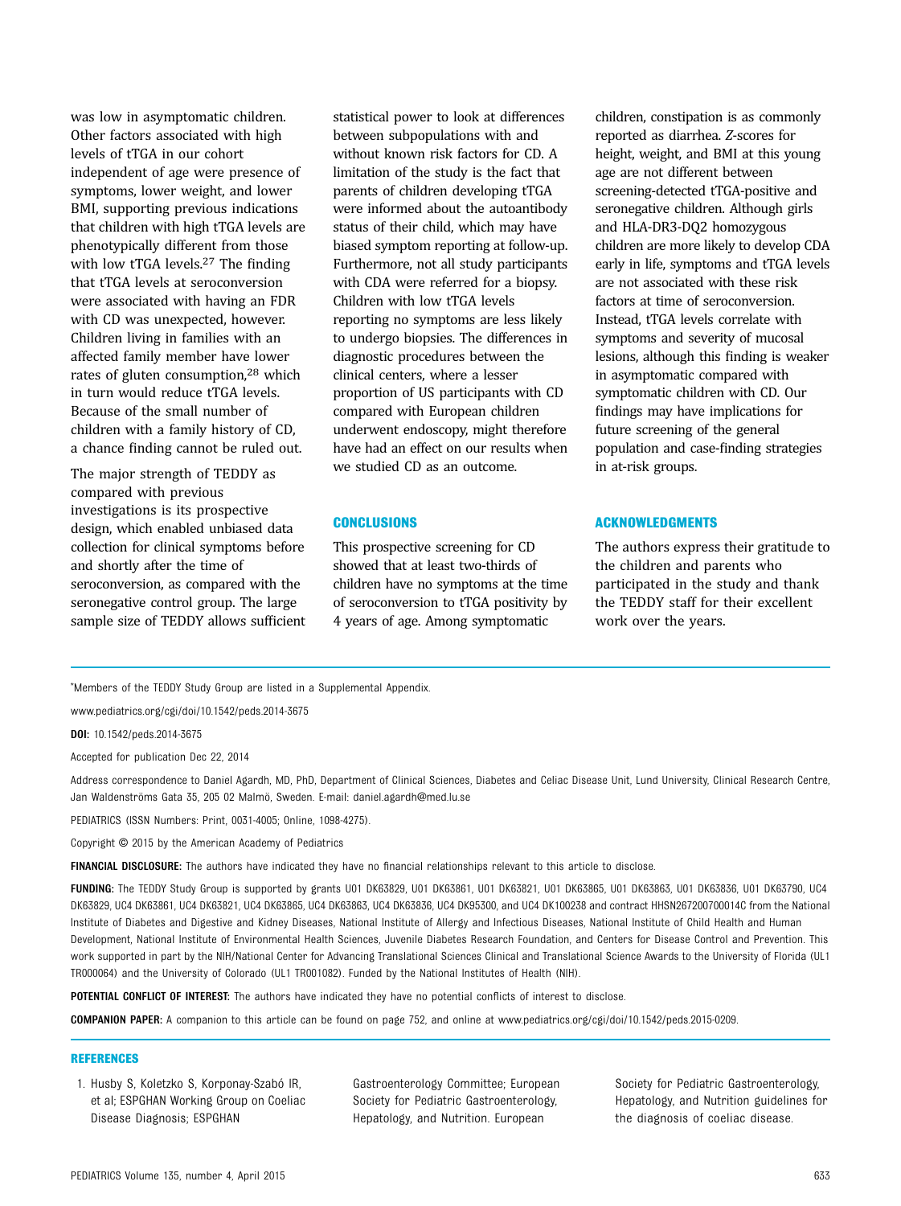was low in asymptomatic children. Other factors associated with high levels of tTGA in our cohort independent of age were presence of symptoms, lower weight, and lower BMI, supporting previous indications that children with high tTGA levels are phenotypically different from those with low tTGA levels.[27] The finding that tTGA levels at seroconversion were associated with having an FDR with CD was unexpected, however. Children living in families with an affected family member have lower rates of gluten consumption,[28] which in turn would reduce tTGA levels. Because of the small number of children with a family history of CD, a chance finding cannot be ruled out.

The major strength of TEDDY as compared with previous investigations is its prospective design, which enabled unbiased data collection for clinical symptoms before and shortly after the time of seroconversion, as compared with the seronegative control group. The large sample size of TEDDY allows sufficient statistical power to look at differences between subpopulations with and without known risk factors for CD. A limitation of the study is the fact that parents of children developing tTGA were informed about the autoantibody status of their child, which may have biased symptom reporting at follow-up. Furthermore, not all study participants with CDA were referred for a biopsy. Children with low tTGA levels reporting no symptoms are less likely to undergo biopsies. The differences in diagnostic procedures between the clinical centers, where a lesser proportion of US participants with CD compared with European children underwent endoscopy, might therefore have had an effect on our results when we studied CD as an outcome.

## CONCLUSIONS

This prospective screening for CD showed that at least two-thirds of children have no symptoms at the time of seroconversion to tTGA positivity by 4 years of age. Among symptomatic children, constipation is as commonly reported as diarrhea. *Z*-scores for height, weight, and BMI at this young age are not different between screening-detected tTGA-positive and seronegative children. Although girls and HLA-DR3-DQ2 homozygous children are more likely to develop CDA early in life, symptoms and tTGA levels are not associated with these risk factors at time of seroconversion. Instead, tTGA levels correlate with symptoms and severity of mucosal lesions, although this finding is weaker in asymptomatic compared with symptomatic children with CD. Our findings may have implications for future screening of the general population and case-finding strategies in at-risk groups.

## ACKNOWLEDGMENTS

The authors express their gratitude to the children and parents who participated in the study and thank the TEDDY staff for their excellent work over the years.

---

*Members of the TEDDY Study Group are listed in a Supplemental Appendix.

www.pediatrics.org/cgi/doi/10.1542/peds.2014-3675

**DOI:** 10.1542/peds.2014-3675

Accepted for publication Dec 22, 2014

Address correspondence to Daniel Agardh, MD, PhD, Department of Clinical Sciences, Diabetes and Celiac Disease Unit, Lund University, Clinical Research Centre, Jan Waldenströms Gata 35, 205 02 Malmö, Sweden. E-mail: daniel.agardh@med.lu.se

PEDIATRICS (ISSN Numbers: Print, 0031-4005; Online, 1098-4275).

Copyright © 2015 by the American Academy of Pediatrics

**FINANCIAL DISCLOSURE:** The authors have indicated they have no financial relationships relevant to this article to disclose.

**FUNDING:** The TEDDY Study Group is supported by grants U01 DK63829, U01 DK63861, U01 DK63821, U01 DK63865, U01 DK63863, U01 DK63836, U01 DK63790, UC4 DK63829, UC4 DK63861, UC4 DK63821, UC4 DK63865, UC4 DK63863, UC4 DK63836, UC4 DK95300, and UC4 DK100238 and contract HHSN267200700014C from the National Institute of Diabetes and Digestive and Kidney Diseases, National Institute of Allergy and Infectious Diseases, National Institute of Child Health and Human Development, National Institute of Environmental Health Sciences, Juvenile Diabetes Research Foundation, and Centers for Disease Control and Prevention. This work supported in part by the NIH/National Center for Advancing Translational Sciences Clinical and Translational Science Awards to the University of Florida (UL1 TR000064) and the University of Colorado (UL1 TR001082). Funded by the National Institutes of Health (NIH).

**POTENTIAL CONFLICT OF INTEREST:** The authors have indicated they have no potential conflicts of interest to disclose.

**COMPANION PAPER:** A companion to this article can be found on page 752, and online at www.pediatrics.org/cgi/doi/10.1542/peds.2015-0209.

## REFERENCES

1. Husby S, Koletzko S, Korponay-Szabó IR, et al; ESPGHAN Working Group on Coeliac Disease Diagnosis; ESPGHAN Gastroenterology Committee; European Society for Pediatric Gastroenterology, Hepatology, and Nutrition. European Society for Pediatric Gastroenterology, Hepatology, and Nutrition guidelines for the diagnosis of coeliac disease.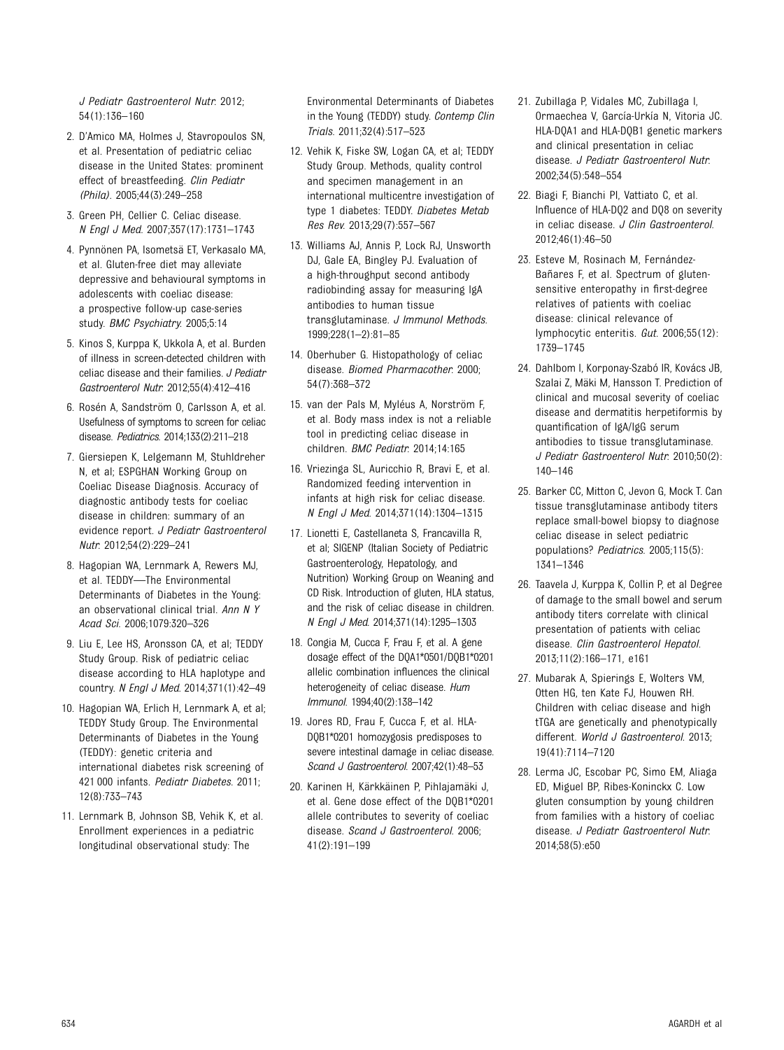*J Pediatr Gastroenterol Nutr*. 2012; 54(1):136–160

2. D'Amico MA, Holmes J, Stavropoulos SN, et al. Presentation of pediatric celiac disease in the United States: prominent effect of breastfeeding. *Clin Pediatr (Phila)*. 2005;44(3):249–258
3. Green PH, Cellier C. Celiac disease. *N Engl J Med*. 2007;357(17):1731–1743
4. Pynnönen PA, Isometsä ET, Verkasalo MA, et al. Gluten-free diet may alleviate depressive and behavioural symptoms in adolescents with coeliac disease: a prospective follow-up case-series study. *BMC Psychiatry*. 2005;5:14
5. Kinos S, Kurppa K, Ukkola A, et al. Burden of illness in screen-detected children with celiac disease and their families. *J Pediatr Gastroenterol Nutr*. 2012;55(4):412–416
6. Rosén A, Sandström O, Carlsson A, et al. Usefulness of symptoms to screen for celiac disease. *Pediatrics*. 2014;133(2):211–218
7. Giersiepen K, Lelgemann M, Stuhldreher N, et al; ESPGHAN Working Group on Coeliac Disease Diagnosis. Accuracy of diagnostic antibody tests for coeliac disease in children: summary of an evidence report. *J Pediatr Gastroenterol Nutr*. 2012;54(2):229–241
8. Hagopian WA, Lernmark A, Rewers MJ, et al. TEDDY—The Environmental Determinants of Diabetes in the Young: an observational clinical trial. *Ann N Y Acad Sci*. 2006;1079:320–326
9. Liu E, Lee HS, Aronsson CA, et al; TEDDY Study Group. Risk of pediatric celiac disease according to HLA haplotype and country. *N Engl J Med*. 2014;371(1):42–49
10. Hagopian WA, Erlich H, Lernmark A, et al; TEDDY Study Group. The Environmental Determinants of Diabetes in the Young (TEDDY): genetic criteria and international diabetes risk screening of 421 000 infants. *Pediatr Diabetes*. 2011; 12(8):733–743
11. Lernmark B, Johnson SB, Vehik K, et al. Enrollment experiences in a pediatric longitudinal observational study: The Environmental Determinants of Diabetes in the Young (TEDDY) study. *Contemp Clin Trials*. 2011;32(4):517–523
12. Vehik K, Fiske SW, Logan CA, et al; TEDDY Study Group. Methods, quality control and specimen management in an international multicentre investigation of type 1 diabetes: TEDDY. *Diabetes Metab Res Rev*. 2013;29(7):557–567
13. Williams AJ, Annis P, Lock RJ, Unsworth DJ, Gale EA, Bingley PJ. Evaluation of a high-throughput second antibody radiobinding assay for measuring IgA antibodies to human tissue transglutaminase. *J Immunol Methods*. 1999;228(1–2):81–85
14. Oberhuber G. Histopathology of celiac disease. *Biomed Pharmacother*. 2000; 54(7):368–372
15. van der Pals M, Myléus A, Norström F, et al. Body mass index is not a reliable tool in predicting celiac disease in children. *BMC Pediatr*. 2014;14:165
16. Vriezinga SL, Auricchio R, Bravi E, et al. Randomized feeding intervention in infants at high risk for celiac disease. *N Engl J Med*. 2014;371(14):1304–1315
17. Lionetti E, Castellaneta S, Francavilla R, et al; SIGENP (Italian Society of Pediatric Gastroenterology, Hepatology, and Nutrition) Working Group on Weaning and CD Risk. Introduction of gluten, HLA status, and the risk of celiac disease in children. *N Engl J Med*. 2014;371(14):1295–1303
18. Congia M, Cucca F, Frau F, et al. A gene dosage effect of the DQA1*0501/DQB1*0201 allelic combination influences the clinical heterogeneity of celiac disease. *Hum Immunol*. 1994;40(2):138–142
19. Jores RD, Frau F, Cucca F, et al. HLA-DQB1*0201 homozygosis predisposes to severe intestinal damage in celiac disease. *Scand J Gastroenterol*. 2007;42(1):48–53
20. Karinen H, Kärkkäinen P, Pihlajamäki J, et al. Gene dose effect of the DQB1*0201 allele contributes to severity of coeliac disease. *Scand J Gastroenterol*. 2006; 41(2):191–199
21. Zubillaga P, Vidales MC, Zubillaga I, Ormaechea V, García-Urkía N, Vitoria JC. HLA-DQA1 and HLA-DQB1 genetic markers and clinical presentation in celiac disease. *J Pediatr Gastroenterol Nutr*. 2002;34(5):548–554
22. Biagi F, Bianchi PI, Vattiato C, et al. Influence of HLA-DQ2 and DQ8 on severity in celiac disease. *J Clin Gastroenterol*. 2012;46(1):46–50
23. Esteve M, Rosinach M, Fernández-Bañares F, et al. Spectrum of gluten-sensitive enteropathy in first-degree relatives of patients with coeliac disease: clinical relevance of lymphocytic enteritis. *Gut*. 2006;55(12): 1739–1745
24. Dahlbom I, Korponay-Szabó IR, Kovács JB, Szalai Z, Mäki M, Hansson T. Prediction of clinical and mucosal severity of coeliac disease and dermatitis herpetiformis by quantification of IgA/IgG serum antibodies to tissue transglutaminase. *J Pediatr Gastroenterol Nutr*. 2010;50(2): 140–146
25. Barker CC, Mitton C, Jevon G, Mock T. Can tissue transglutaminase antibody titers replace small-bowel biopsy to diagnose celiac disease in select pediatric populations? *Pediatrics*. 2005;115(5): 1341–1346
26. Taavela J, Kurppa K, Collin P, et al Degree of damage to the small bowel and serum antibody titers correlate with clinical presentation of patients with celiac disease. *Clin Gastroenterol Hepatol*. 2013;11(2):166–171, e161
27. Mubarak A, Spierings E, Wolters VM, Otten HG, ten Kate FJ, Houwen RH. Children with celiac disease and high tTGA are genetically and phenotypically different. *World J Gastroenterol*. 2013; 19(41):7114–7120
28. Lerma JC, Escobar PC, Simo EM, Aliaga ED, Miguel BP, Ribes-Koninckx C. Low gluten consumption by young children from families with a history of coeliac disease. *J Pediatr Gastroenterol Nutr*. 2014;58(5):e50